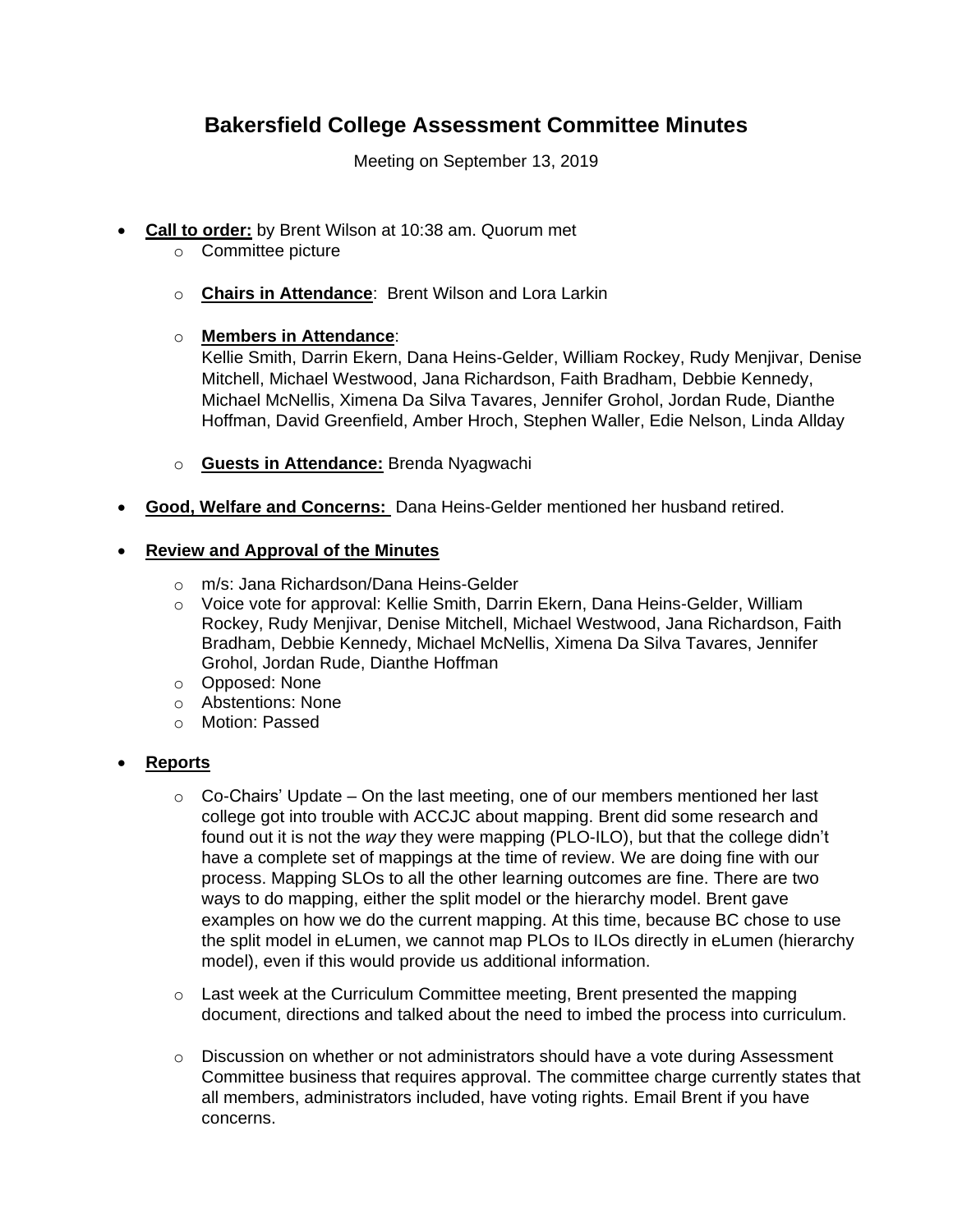# Bakersfield College Assessment Committee Minutes

Meeting on September 13, 2019

- **Call to order:** by Brent Wilson at 10:38 am. Quorum met
  - Committee picture
  - **Chairs in Attendance**: Brent Wilson and Lora Larkin
  - **Members in Attendance**:
    Kellie Smith, Darrin Ekern, Dana Heins-Gelder, William Rockey, Rudy Menjivar, Denise Mitchell, Michael Westwood, Jana Richardson, Faith Bradham, Debbie Kennedy, Michael McNellis, Ximena Da Silva Tavares, Jennifer Grohol, Jordan Rude, Dianthe Hoffman, David Greenfield, Amber Hroch, Stephen Waller, Edie Nelson, Linda Allday
  - **Guests in Attendance:** Brenda Nyagwachi
- **Good, Welfare and Concerns:** Dana Heins-Gelder mentioned her husband retired.
- **Review and Approval of the Minutes**
  - m/s: Jana Richardson/Dana Heins-Gelder
  - Voice vote for approval: Kellie Smith, Darrin Ekern, Dana Heins-Gelder, William Rockey, Rudy Menjivar, Denise Mitchell, Michael Westwood, Jana Richardson, Faith Bradham, Debbie Kennedy, Michael McNellis, Ximena Da Silva Tavares, Jennifer Grohol, Jordan Rude, Dianthe Hoffman
  - Opposed: None
  - Abstentions: None
  - Motion: Passed
- **Reports**
  - Co-Chairs' Update – On the last meeting, one of our members mentioned her last college got into trouble with ACCJC about mapping. Brent did some research and found out it is not the *way* they were mapping (PLO-ILO), but that the college didn't have a complete set of mappings at the time of review. We are doing fine with our process. Mapping SLOs to all the other learning outcomes are fine. There are two ways to do mapping, either the split model or the hierarchy model. Brent gave examples on how we do the current mapping. At this time, because BC chose to use the split model in eLumen, we cannot map PLOs to ILOs directly in eLumen (hierarchy model), even if this would provide us additional information.
  - Last week at the Curriculum Committee meeting, Brent presented the mapping document, directions and talked about the need to imbed the process into curriculum.
  - Discussion on whether or not administrators should have a vote during Assessment Committee business that requires approval. The committee charge currently states that all members, administrators included, have voting rights. Email Brent if you have concerns.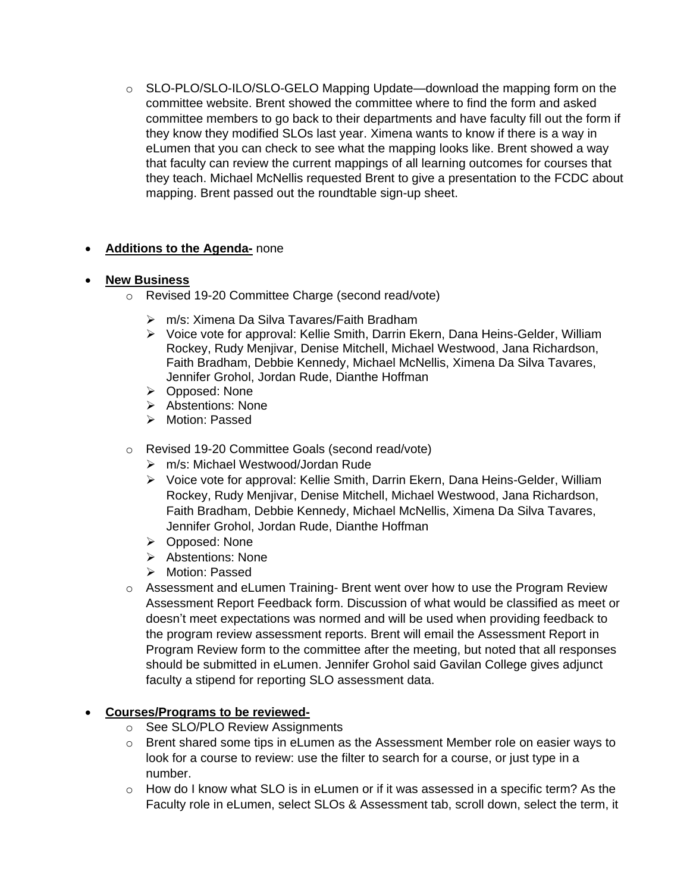- SLO-PLO/SLO-ILO/SLO-GELO Mapping Update—download the mapping form on the committee website. Brent showed the committee where to find the form and asked committee members to go back to their departments and have faculty fill out the form if they know they modified SLOs last year. Ximena wants to know if there is a way in eLumen that you can check to see what the mapping looks like. Brent showed a way that faculty can review the current mappings of all learning outcomes for courses that they teach. Michael McNellis requested Brent to give a presentation to the FCDC about mapping. Brent passed out the roundtable sign-up sheet.

- **Additions to the Agenda-** none

- **New Business**
  - Revised 19-20 Committee Charge (second read/vote)
    - m/s: Ximena Da Silva Tavares/Faith Bradham
    - Voice vote for approval: Kellie Smith, Darrin Ekern, Dana Heins-Gelder, William Rockey, Rudy Menjivar, Denise Mitchell, Michael Westwood, Jana Richardson, Faith Bradham, Debbie Kennedy, Michael McNellis, Ximena Da Silva Tavares, Jennifer Grohol, Jordan Rude, Dianthe Hoffman
    - Opposed: None
    - Abstentions: None
    - Motion: Passed
  - Revised 19-20 Committee Goals (second read/vote)
    - m/s: Michael Westwood/Jordan Rude
    - Voice vote for approval: Kellie Smith, Darrin Ekern, Dana Heins-Gelder, William Rockey, Rudy Menjivar, Denise Mitchell, Michael Westwood, Jana Richardson, Faith Bradham, Debbie Kennedy, Michael McNellis, Ximena Da Silva Tavares, Jennifer Grohol, Jordan Rude, Dianthe Hoffman
    - Opposed: None
    - Abstentions: None
    - Motion: Passed
  - Assessment and eLumen Training- Brent went over how to use the Program Review Assessment Report Feedback form. Discussion of what would be classified as meet or doesn't meet expectations was normed and will be used when providing feedback to the program review assessment reports. Brent will email the Assessment Report in Program Review form to the committee after the meeting, but noted that all responses should be submitted in eLumen. Jennifer Grohol said Gavilan College gives adjunct faculty a stipend for reporting SLO assessment data.

- **Courses/Programs to be reviewed-**
  - See SLO/PLO Review Assignments
  - Brent shared some tips in eLumen as the Assessment Member role on easier ways to look for a course to review: use the filter to search for a course, or just type in a number.
  - How do I know what SLO is in eLumen or if it was assessed in a specific term? As the Faculty role in eLumen, select SLOs & Assessment tab, scroll down, select the term, it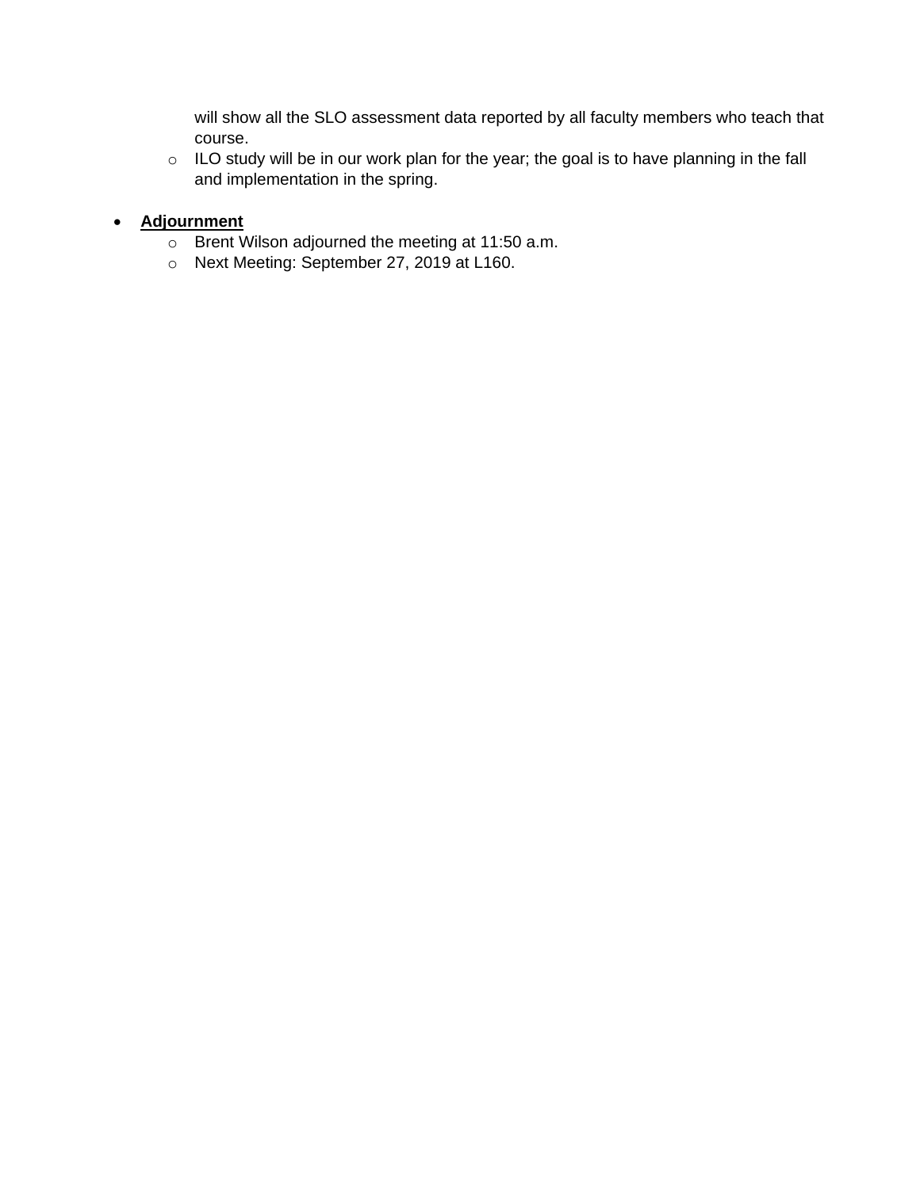will show all the SLO assessment data reported by all faculty members who teach that course.
  - ILO study will be in our work plan for the year; the goal is to have planning in the fall and implementation in the spring.

- **Adjournment**
  - Brent Wilson adjourned the meeting at 11:50 a.m.
  - Next Meeting: September 27, 2019 at L160.